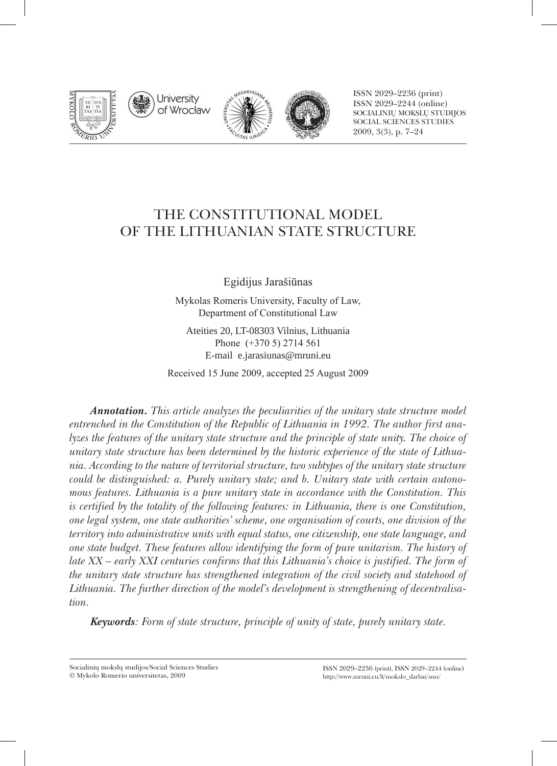ISSN 2029–2236 (print)
ISSN 2029–2244 (online)
SOCIALINIŲ MOKSLŲ STUDIJOS
SOCIAL SCIENCES STUDIES
2009, 3(3), p. 7–24

# THE CONSTITUTIONAL MODEL OF THE LITHUANIAN STATE STRUCTURE

Egidijus Jarašiūnas

Mykolas Romeris University, Faculty of Law,
Department of Constitutional Law

Ateities 20, LT-08303 Vilnius, Lithuania
Phone (+370 5) 2714 561
E-mail e.jarasiunas@mruni.eu

Received 15 June 2009, accepted 25 August 2009

***Annotation.*** *This article analyzes the peculiarities of the unitary state structure model entrenched in the Constitution of the Republic of Lithuania in 1992. The author first analyzes the features of the unitary state structure and the principle of state unity. The choice of unitary state structure has been determined by the historic experience of the state of Lithuania. According to the nature of territorial structure, two subtypes of the unitary state structure could be distinguished: a. Purely unitary state; and b. Unitary state with certain autonomous features. Lithuania is a pure unitary state in accordance with the Constitution. This is certified by the totality of the following features: in Lithuania, there is one Constitution, one legal system, one state authorities' scheme, one organisation of courts, one division of the territory into administrative units with equal status, one citizenship, one state language, and one state budget. These features allow identifying the form of pure unitarism. The history of late XX – early XXI centuries confirms that this Lithuania's choice is justified. The form of the unitary state structure has strengthened integration of the civil society and statehood of Lithuania. The further direction of the model's development is strengthening of decentralisation.*

***Keywords****: Form of state structure, principle of unity of state, purely unitary state.*

Socialinių mokslų studijos/Social Sciences Studies
© Mykolo Romerio universitetas, 2009

ISSN 2029–2236 (print), ISSN 2029–2244 (online)
http://www.mruni.eu/lt/mokslo_darbai/sms/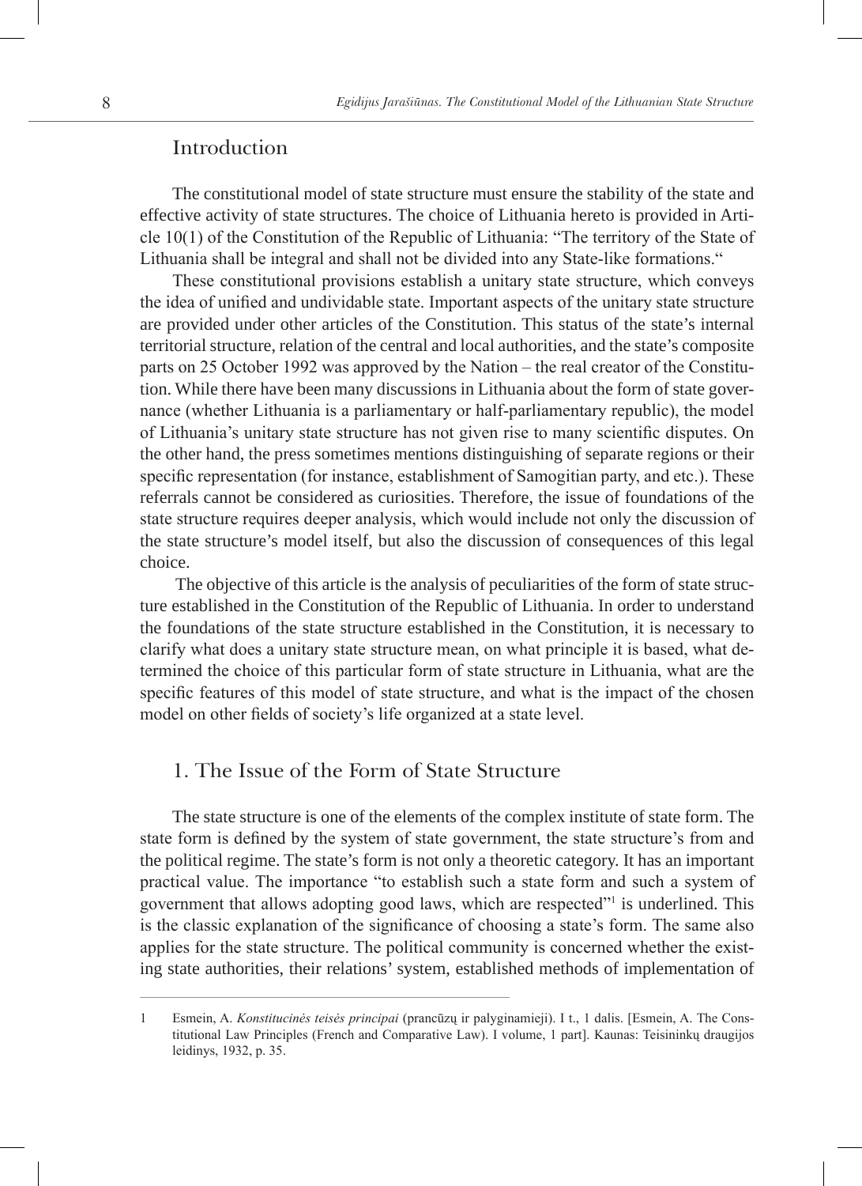## Introduction

The constitutional model of state structure must ensure the stability of the state and effective activity of state structures. The choice of Lithuania hereto is provided in Article 10(1) of the Constitution of the Republic of Lithuania: "The territory of the State of Lithuania shall be integral and shall not be divided into any State-like formations."

These constitutional provisions establish a unitary state structure, which conveys the idea of unified and undividable state. Important aspects of the unitary state structure are provided under other articles of the Constitution. This status of the state's internal territorial structure, relation of the central and local authorities, and the state's composite parts on 25 October 1992 was approved by the Nation – the real creator of the Constitution. While there have been many discussions in Lithuania about the form of state governance (whether Lithuania is a parliamentary or half-parliamentary republic), the model of Lithuania's unitary state structure has not given rise to many scientific disputes. On the other hand, the press sometimes mentions distinguishing of separate regions or their specific representation (for instance, establishment of Samogitian party, and etc.). These referrals cannot be considered as curiosities. Therefore, the issue of foundations of the state structure requires deeper analysis, which would include not only the discussion of the state structure's model itself, but also the discussion of consequences of this legal choice.

The objective of this article is the analysis of peculiarities of the form of state structure established in the Constitution of the Republic of Lithuania. In order to understand the foundations of the state structure established in the Constitution, it is necessary to clarify what does a unitary state structure mean, on what principle it is based, what determined the choice of this particular form of state structure in Lithuania, what are the specific features of this model of state structure, and what is the impact of the chosen model on other fields of society's life organized at a state level.

## 1. The Issue of the Form of State Structure

The state structure is one of the elements of the complex institute of state form. The state form is defined by the system of state government, the state structure's from and the political regime. The state's form is not only a theoretic category. It has an important practical value. The importance "to establish such a state form and such a system of government that allows adopting good laws, which are respected"[1] is underlined. This is the classic explanation of the significance of choosing a state's form. The same also applies for the state structure. The political community is concerned whether the existing state authorities, their relations' system, established methods of implementation of

---

1 Esmein, A. *Konstitucinės teisės principai* (prancūzų ir palyginamieji). I t., 1 dalis. [Esmein, A. The Constitutional Law Principles (French and Comparative Law). I volume, 1 part]. Kaunas: Teisininkų draugijos leidinys, 1932, p. 35.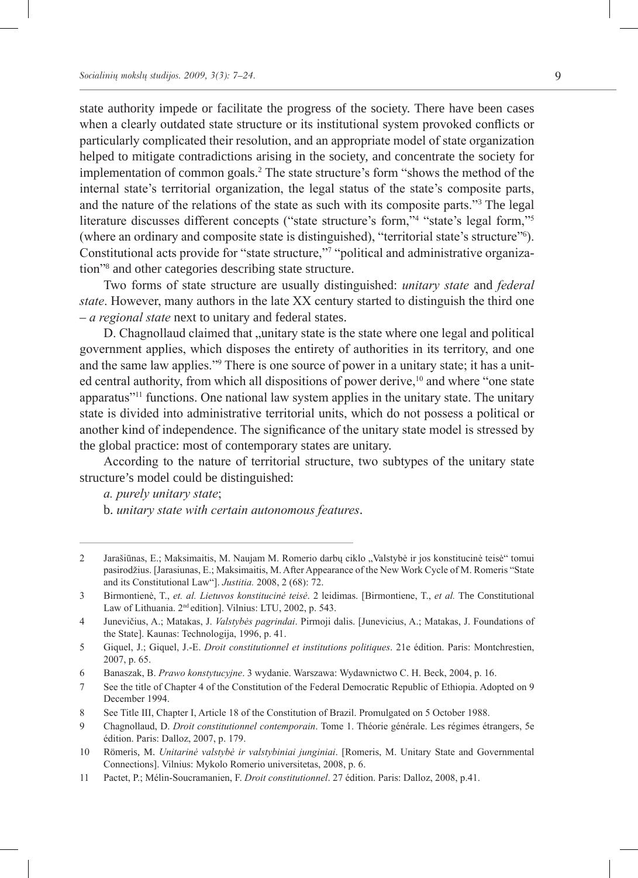state authority impede or facilitate the progress of the society. There have been cases when a clearly outdated state structure or its institutional system provoked conflicts or particularly complicated their resolution, and an appropriate model of state organization helped to mitigate contradictions arising in the society, and concentrate the society for implementation of common goals.[2] The state structure's form "shows the method of the internal state's territorial organization, the legal status of the state's composite parts, and the nature of the relations of the state as such with its composite parts."[3] The legal literature discusses different concepts ("state structure's form,"[4] "state's legal form,"[5] (where an ordinary and composite state is distinguished), "territorial state's structure"[6]). Constitutional acts provide for "state structure,"[7] "political and administrative organization"[8] and other categories describing state structure.

Two forms of state structure are usually distinguished: *unitary state* and *federal state*. However, many authors in the late XX century started to distinguish the third one – *a regional state* next to unitary and federal states.

D. Chagnollaud claimed that „unitary state is the state where one legal and political government applies, which disposes the entirety of authorities in its territory, and one and the same law applies."[9] There is one source of power in a unitary state; it has a united central authority, from which all dispositions of power derive,[10] and where "one state apparatus"[11] functions. One national law system applies in the unitary state. The unitary state is divided into administrative territorial units, which do not possess a political or another kind of independence. The significance of the unitary state model is stressed by the global practice: most of contemporary states are unitary.

According to the nature of territorial structure, two subtypes of the unitary state structure's model could be distinguished:

*a. purely unitary state*;

b. *unitary state with certain autonomous features*.

---

2 Jarašiūnas, E.; Maksimaitis, M. Naujam M. Romerio darbų ciklo „Valstybė ir jos konstitucinė teisė" tomui pasirodžius. [Jarasiunas, E.; Maksimaitis, M. After Appearance of the New Work Cycle of M. Romeris "State and its Constitutional Law"]. *Justitia.* 2008, 2 (68): 72.

3 Birmontienė, T., *et. al. Lietuvos konstitucinė teisė*. 2 leidimas. [Birmontiene, T., *et al.* The Constitutional Law of Lithuania. 2nd edition]. Vilnius: LTU, 2002, p. 543.

4 Junevičius, A.; Matakas, J. *Valstybės pagrindai*. Pirmoji dalis. [Junevicius, A.; Matakas, J. Foundations of the State]. Kaunas: Technologija, 1996, p. 41.

5 Giquel, J.; Giquel, J.-E. *Droit constitutionnel et institutions politiques*. 21e édition. Paris: Montchrestien, 2007, p. 65.

6 Banaszak, B. *Prawo konstytucyjne*. 3 wydanie. Warszawa: Wydawnictwo C. H. Beck, 2004, p. 16.

7 See the title of Chapter 4 of the Constitution of the Federal Democratic Republic of Ethiopia. Adopted on 9 December 1994.

8 See Title III, Chapter I, Article 18 of the Constitution of Brazil. Promulgated on 5 October 1988.

9 Chagnollaud, D. *Droit constitutionnel contemporain*. Tome 1. Théorie générale. Les régimes étrangers, 5e édition. Paris: Dalloz, 2007, p. 179.

10 Römeris, M. *Unitarinė valstybė ir valstybiniai junginiai*. [Romeris, M. Unitary State and Governmental Connections]. Vilnius: Mykolo Romerio universitetas, 2008, p. 6.

11 Pactet, P.; Mélin-Soucramanien, F. *Droit constitutionnel*. 27 édition. Paris: Dalloz, 2008, p.41.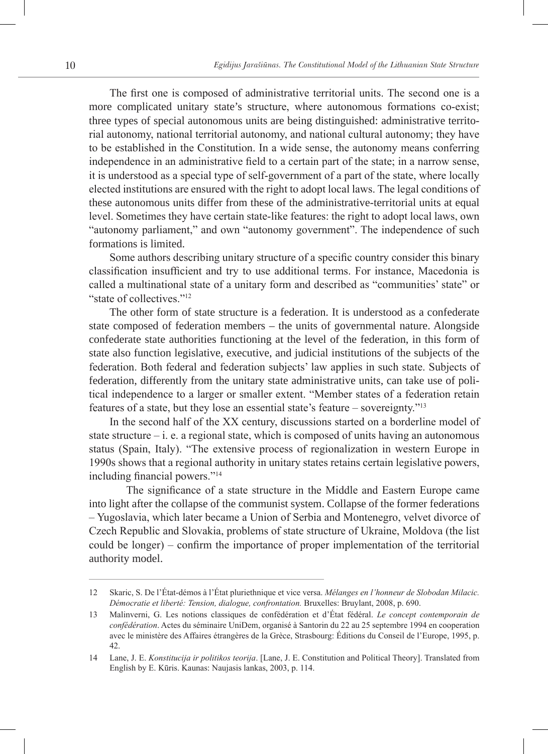The first one is composed of administrative territorial units. The second one is a more complicated unitary state's structure, where autonomous formations co-exist; three types of special autonomous units are being distinguished: administrative territorial autonomy, national territorial autonomy, and national cultural autonomy; they have to be established in the Constitution. In a wide sense, the autonomy means conferring independence in an administrative field to a certain part of the state; in a narrow sense, it is understood as a special type of self-government of a part of the state, where locally elected institutions are ensured with the right to adopt local laws. The legal conditions of these autonomous units differ from these of the administrative-territorial units at equal level. Sometimes they have certain state-like features: the right to adopt local laws, own "autonomy parliament," and own "autonomy government". The independence of such formations is limited.

Some authors describing unitary structure of a specific country consider this binary classification insufficient and try to use additional terms. For instance, Macedonia is called a multinational state of a unitary form and described as "communities' state" or "state of collectives."[12]

The other form of state structure is a federation. It is understood as a confederate state composed of federation members – the units of governmental nature. Alongside confederate state authorities functioning at the level of the federation, in this form of state also function legislative, executive, and judicial institutions of the subjects of the federation. Both federal and federation subjects' law applies in such state. Subjects of federation, differently from the unitary state administrative units, can take use of political independence to a larger or smaller extent. "Member states of a federation retain features of a state, but they lose an essential state's feature – sovereignty."[13]

In the second half of the XX century, discussions started on a borderline model of state structure – i. e. a regional state, which is composed of units having an autonomous status (Spain, Italy). "The extensive process of regionalization in western Europe in 1990s shows that a regional authority in unitary states retains certain legislative powers, including financial powers."[14]

The significance of a state structure in the Middle and Eastern Europe came into light after the collapse of the communist system. Collapse of the former federations – Yugoslavia, which later became a Union of Serbia and Montenegro, velvet divorce of Czech Republic and Slovakia, problems of state structure of Ukraine, Moldova (the list could be longer) – confirm the importance of proper implementation of the territorial authority model.

---

12 Skaric, S. De l'État-démos à l'État pluriethnique et vice versa. *Mélanges en l'honneur de Slobodan Milacic. Démocratie et liberté: Tension, dialogue, confrontation.* Bruxelles: Bruylant, 2008, p. 690.

13 Malinverni, G. Les notions classiques de confédération et d'État fédéral. *Le concept contemporain de confédération*. Actes du séminaire UniDem, organisé à Santorin du 22 au 25 septembre 1994 en cooperation avec le ministère des Affaires étrangères de la Grèce, Strasbourg: Éditions du Conseil de l'Europe, 1995, p. 42.

14 Lane, J. E. *Konstitucija ir politikos teorija*. [Lane, J. E. Constitution and Political Theory]. Translated from English by E. Kūris. Kaunas: Naujasis lankas, 2003, p. 114.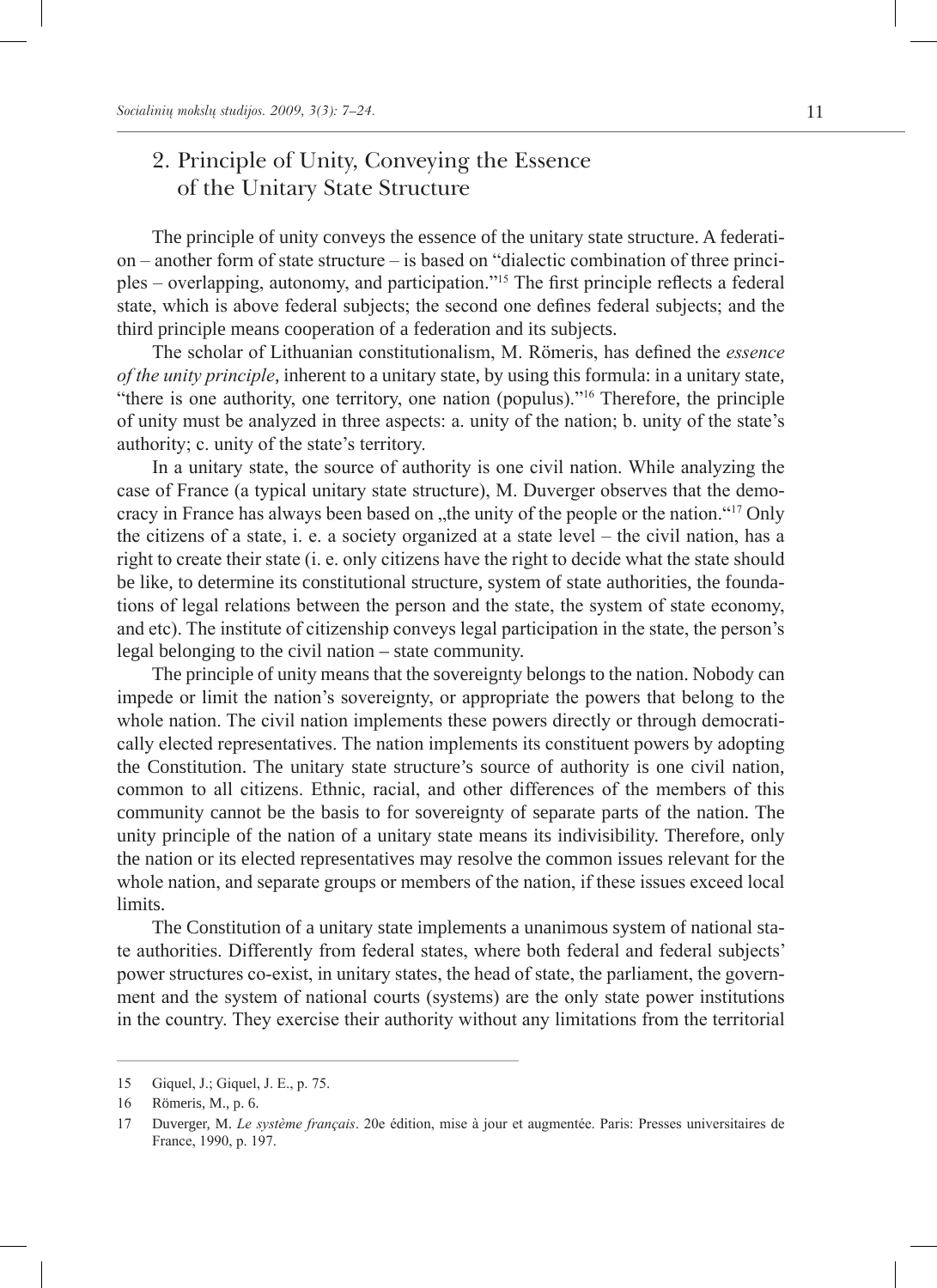## 2. Principle of Unity, Conveying the Essence of the Unitary State Structure

The principle of unity conveys the essence of the unitary state structure. A federation – another form of state structure – is based on "dialectic combination of three principles – overlapping, autonomy, and participation."[15] The first principle reflects a federal state, which is above federal subjects; the second one defines federal subjects; and the third principle means cooperation of a federation and its subjects.

The scholar of Lithuanian constitutionalism, M. Römeris, has defined the *essence of the unity principle*, inherent to a unitary state, by using this formula: in a unitary state, "there is one authority, one territory, one nation (populus)."[16] Therefore, the principle of unity must be analyzed in three aspects: a. unity of the nation; b. unity of the state's authority; c. unity of the state's territory.

In a unitary state, the source of authority is one civil nation. While analyzing the case of France (a typical unitary state structure), M. Duverger observes that the democracy in France has always been based on „the unity of the people or the nation."[17] Only the citizens of a state, i. e. a society organized at a state level – the civil nation, has a right to create their state (i. e. only citizens have the right to decide what the state should be like, to determine its constitutional structure, system of state authorities, the foundations of legal relations between the person and the state, the system of state economy, and etc). The institute of citizenship conveys legal participation in the state, the person's legal belonging to the civil nation – state community.

The principle of unity means that the sovereignty belongs to the nation. Nobody can impede or limit the nation's sovereignty, or appropriate the powers that belong to the whole nation. The civil nation implements these powers directly or through democratically elected representatives. The nation implements its constituent powers by adopting the Constitution. The unitary state structure's source of authority is one civil nation, common to all citizens. Ethnic, racial, and other differences of the members of this community cannot be the basis to for sovereignty of separate parts of the nation. The unity principle of the nation of a unitary state means its indivisibility. Therefore, only the nation or its elected representatives may resolve the common issues relevant for the whole nation, and separate groups or members of the nation, if these issues exceed local limits.

The Constitution of a unitary state implements a unanimous system of national state authorities. Differently from federal states, where both federal and federal subjects' power structures co-exist, in unitary states, the head of state, the parliament, the government and the system of national courts (systems) are the only state power institutions in the country. They exercise their authority without any limitations from the territorial

---

15 Giquel, J.; Giquel, J. E., p. 75.

16 Römeris, M., p. 6.

17 Duverger, M. *Le système français*. 20e édition, mise à jour et augmentée. Paris: Presses universitaires de France, 1990, p. 197.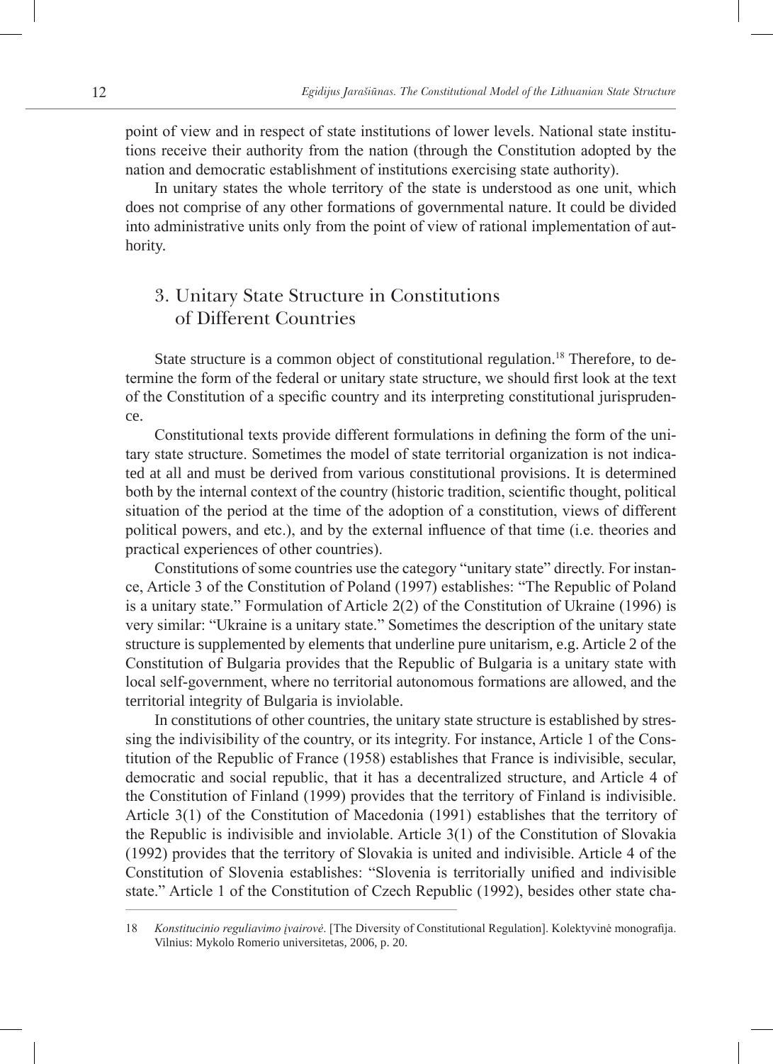point of view and in respect of state institutions of lower levels. National state institutions receive their authority from the nation (through the Constitution adopted by the nation and democratic establishment of institutions exercising state authority).

In unitary states the whole territory of the state is understood as one unit, which does not comprise of any other formations of governmental nature. It could be divided into administrative units only from the point of view of rational implementation of authority.

## 3. Unitary State Structure in Constitutions of Different Countries

State structure is a common object of constitutional regulation.[18] Therefore, to determine the form of the federal or unitary state structure, we should first look at the text of the Constitution of a specific country and its interpreting constitutional jurisprudence.

Constitutional texts provide different formulations in defining the form of the unitary state structure. Sometimes the model of state territorial organization is not indicated at all and must be derived from various constitutional provisions. It is determined both by the internal context of the country (historic tradition, scientific thought, political situation of the period at the time of the adoption of a constitution, views of different political powers, and etc.), and by the external influence of that time (i.e. theories and practical experiences of other countries).

Constitutions of some countries use the category "unitary state" directly. For instance, Article 3 of the Constitution of Poland (1997) establishes: "The Republic of Poland is a unitary state." Formulation of Article 2(2) of the Constitution of Ukraine (1996) is very similar: "Ukraine is a unitary state." Sometimes the description of the unitary state structure is supplemented by elements that underline pure unitarism, e.g. Article 2 of the Constitution of Bulgaria provides that the Republic of Bulgaria is a unitary state with local self-government, where no territorial autonomous formations are allowed, and the territorial integrity of Bulgaria is inviolable.

In constitutions of other countries, the unitary state structure is established by stressing the indivisibility of the country, or its integrity. For instance, Article 1 of the Constitution of the Republic of France (1958) establishes that France is indivisible, secular, democratic and social republic, that it has a decentralized structure, and Article 4 of the Constitution of Finland (1999) provides that the territory of Finland is indivisible. Article 3(1) of the Constitution of Macedonia (1991) establishes that the territory of the Republic is indivisible and inviolable. Article 3(1) of the Constitution of Slovakia (1992) provides that the territory of Slovakia is united and indivisible. Article 4 of the Constitution of Slovenia establishes: "Slovenia is territorially unified and indivisible state." Article 1 of the Constitution of Czech Republic (1992), besides other state cha-

---

18 *Konstitucinio reguliavimo įvairovė*. [The Diversity of Constitutional Regulation]. Kolektyvinė monografija. Vilnius: Mykolo Romerio universitetas, 2006, p. 20.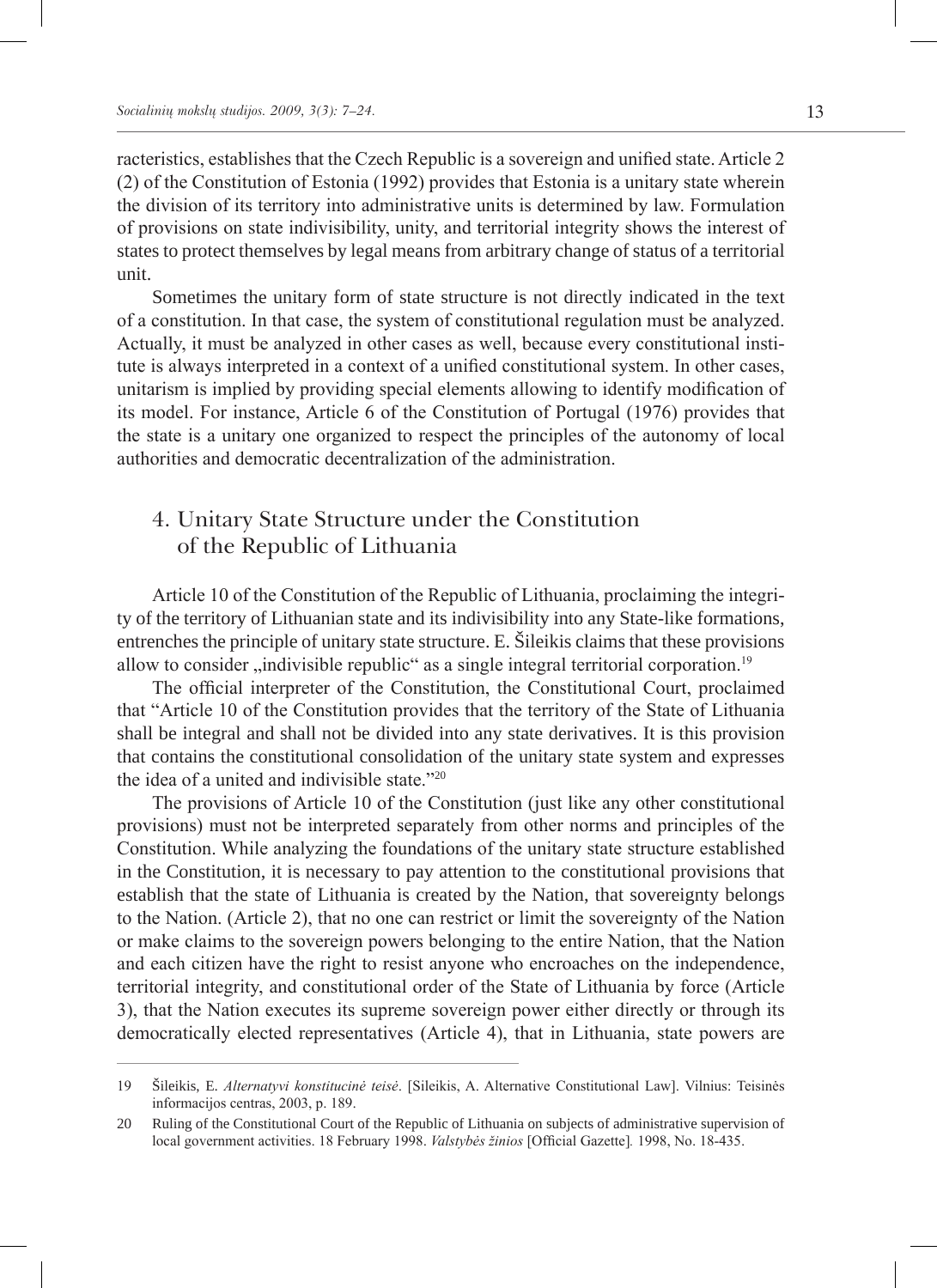racteristics, establishes that the Czech Republic is a sovereign and unified state. Article 2 (2) of the Constitution of Estonia (1992) provides that Estonia is a unitary state wherein the division of its territory into administrative units is determined by law. Formulation of provisions on state indivisibility, unity, and territorial integrity shows the interest of states to protect themselves by legal means from arbitrary change of status of a territorial unit.

Sometimes the unitary form of state structure is not directly indicated in the text of a constitution. In that case, the system of constitutional regulation must be analyzed. Actually, it must be analyzed in other cases as well, because every constitutional institute is always interpreted in a context of a unified constitutional system. In other cases, unitarism is implied by providing special elements allowing to identify modification of its model. For instance, Article 6 of the Constitution of Portugal (1976) provides that the state is a unitary one organized to respect the principles of the autonomy of local authorities and democratic decentralization of the administration.

## 4. Unitary State Structure under the Constitution of the Republic of Lithuania

Article 10 of the Constitution of the Republic of Lithuania, proclaiming the integrity of the territory of Lithuanian state and its indivisibility into any State-like formations, entrenches the principle of unitary state structure. E. Šileikis claims that these provisions allow to consider „indivisible republic" as a single integral territorial corporation.[19]

The official interpreter of the Constitution, the Constitutional Court, proclaimed that "Article 10 of the Constitution provides that the territory of the State of Lithuania shall be integral and shall not be divided into any state derivatives. It is this provision that contains the constitutional consolidation of the unitary state system and expresses the idea of a united and indivisible state."[20]

The provisions of Article 10 of the Constitution (just like any other constitutional provisions) must not be interpreted separately from other norms and principles of the Constitution. While analyzing the foundations of the unitary state structure established in the Constitution, it is necessary to pay attention to the constitutional provisions that establish that the state of Lithuania is created by the Nation, that sovereignty belongs to the Nation. (Article 2), that no one can restrict or limit the sovereignty of the Nation or make claims to the sovereign powers belonging to the entire Nation, that the Nation and each citizen have the right to resist anyone who encroaches on the independence, territorial integrity, and constitutional order of the State of Lithuania by force (Article 3), that the Nation executes its supreme sovereign power either directly or through its democratically elected representatives (Article 4), that in Lithuania, state powers are

---

19 Šileikis, E. *Alternatyvi konstitucinė teisė*. [Sileikis, A. Alternative Constitutional Law]. Vilnius: Teisinės informacijos centras, 2003, p. 189.

20 Ruling of the Constitutional Court of the Republic of Lithuania on subjects of administrative supervision of local government activities. 18 February 1998. *Valstybės žinios* [Official Gazette]. 1998, No. 18-435.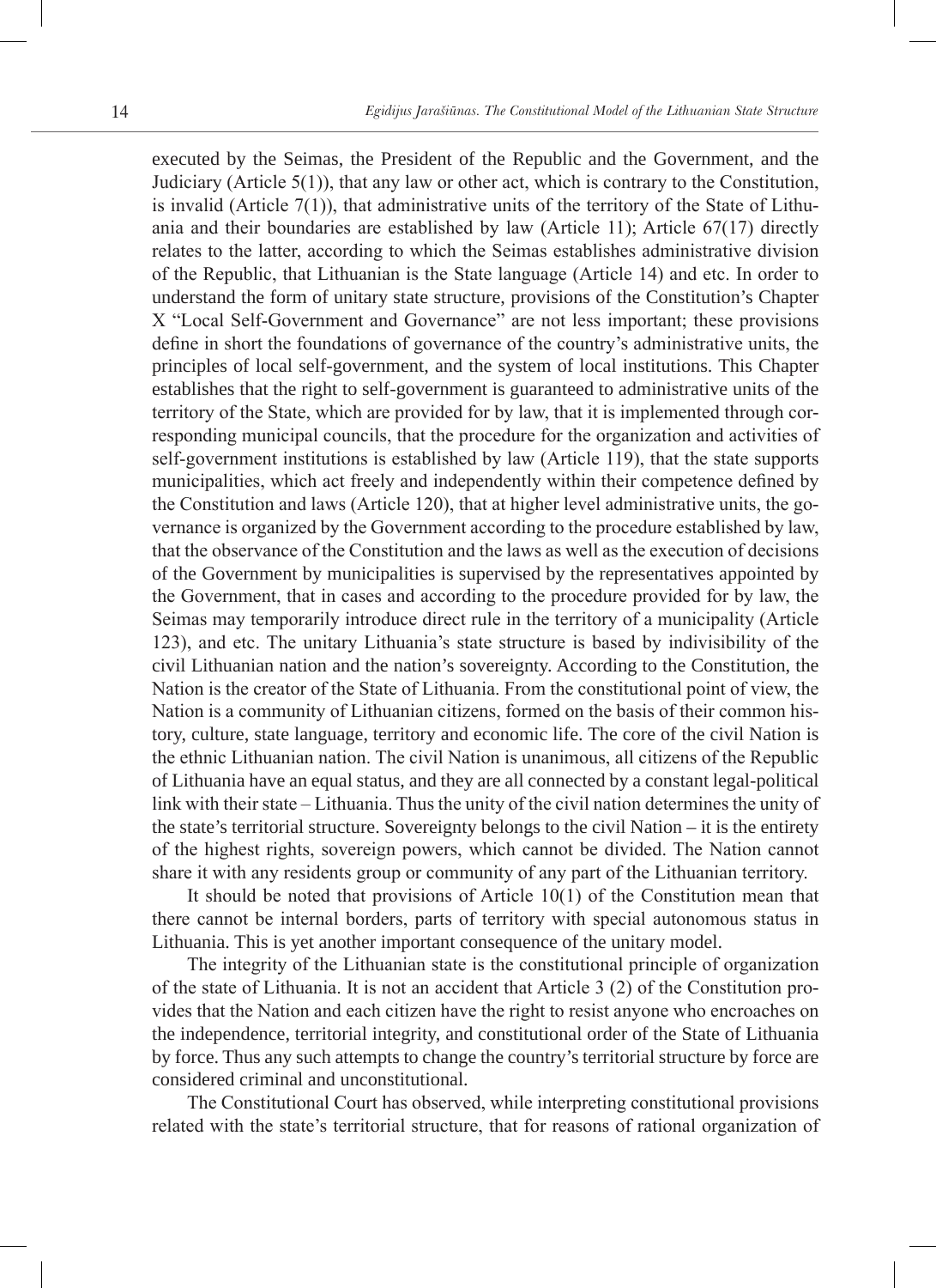executed by the Seimas, the President of the Republic and the Government, and the Judiciary (Article 5(1)), that any law or other act, which is contrary to the Constitution, is invalid (Article 7(1)), that administrative units of the territory of the State of Lithuania and their boundaries are established by law (Article 11); Article 67(17) directly relates to the latter, according to which the Seimas establishes administrative division of the Republic, that Lithuanian is the State language (Article 14) and etc. In order to understand the form of unitary state structure, provisions of the Constitution's Chapter X "Local Self-Government and Governance" are not less important; these provisions define in short the foundations of governance of the country's administrative units, the principles of local self-government, and the system of local institutions. This Chapter establishes that the right to self-government is guaranteed to administrative units of the territory of the State, which are provided for by law, that it is implemented through corresponding municipal councils, that the procedure for the organization and activities of self-government institutions is established by law (Article 119), that the state supports municipalities, which act freely and independently within their competence defined by the Constitution and laws (Article 120), that at higher level administrative units, the governance is organized by the Government according to the procedure established by law, that the observance of the Constitution and the laws as well as the execution of decisions of the Government by municipalities is supervised by the representatives appointed by the Government, that in cases and according to the procedure provided for by law, the Seimas may temporarily introduce direct rule in the territory of a municipality (Article 123), and etc. The unitary Lithuania's state structure is based by indivisibility of the civil Lithuanian nation and the nation's sovereignty. According to the Constitution, the Nation is the creator of the State of Lithuania. From the constitutional point of view, the Nation is a community of Lithuanian citizens, formed on the basis of their common history, culture, state language, territory and economic life. The core of the civil Nation is the ethnic Lithuanian nation. The civil Nation is unanimous, all citizens of the Republic of Lithuania have an equal status, and they are all connected by a constant legal-political link with their state – Lithuania. Thus the unity of the civil nation determines the unity of the state's territorial structure. Sovereignty belongs to the civil Nation – it is the entirety of the highest rights, sovereign powers, which cannot be divided. The Nation cannot share it with any residents group or community of any part of the Lithuanian territory.

It should be noted that provisions of Article 10(1) of the Constitution mean that there cannot be internal borders, parts of territory with special autonomous status in Lithuania. This is yet another important consequence of the unitary model.

The integrity of the Lithuanian state is the constitutional principle of organization of the state of Lithuania. It is not an accident that Article 3 (2) of the Constitution provides that the Nation and each citizen have the right to resist anyone who encroaches on the independence, territorial integrity, and constitutional order of the State of Lithuania by force. Thus any such attempts to change the country's territorial structure by force are considered criminal and unconstitutional.

The Constitutional Court has observed, while interpreting constitutional provisions related with the state's territorial structure, that for reasons of rational organization of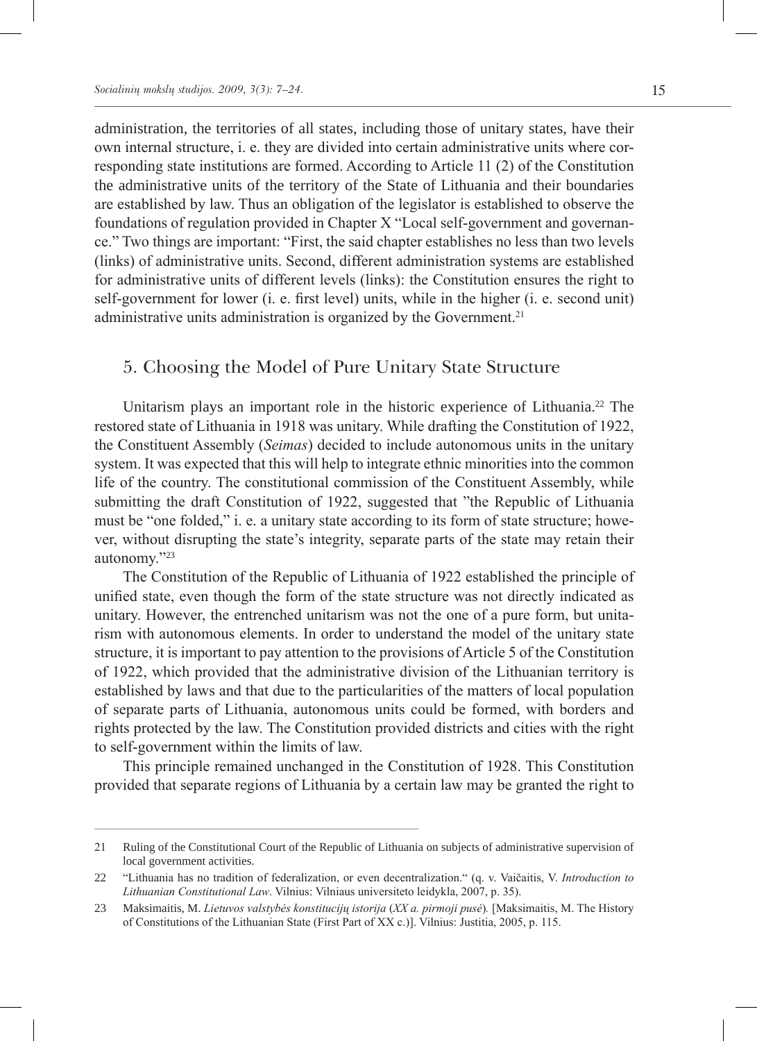administration, the territories of all states, including those of unitary states, have their own internal structure, i. e. they are divided into certain administrative units where corresponding state institutions are formed. According to Article 11 (2) of the Constitution the administrative units of the territory of the State of Lithuania and their boundaries are established by law. Thus an obligation of the legislator is established to observe the foundations of regulation provided in Chapter X "Local self-government and governance." Two things are important: "First, the said chapter establishes no less than two levels (links) of administrative units. Second, different administration systems are established for administrative units of different levels (links): the Constitution ensures the right to self-government for lower (i. e. first level) units, while in the higher (i. e. second unit) administrative units administration is organized by the Government.[21]

## 5. Choosing the Model of Pure Unitary State Structure

Unitarism plays an important role in the historic experience of Lithuania.[22] The restored state of Lithuania in 1918 was unitary. While drafting the Constitution of 1922, the Constituent Assembly (*Seimas*) decided to include autonomous units in the unitary system. It was expected that this will help to integrate ethnic minorities into the common life of the country. The constitutional commission of the Constituent Assembly, while submitting the draft Constitution of 1922, suggested that "the Republic of Lithuania must be "one folded," i. e. a unitary state according to its form of state structure; however, without disrupting the state's integrity, separate parts of the state may retain their autonomy."[23]

The Constitution of the Republic of Lithuania of 1922 established the principle of unified state, even though the form of the state structure was not directly indicated as unitary. However, the entrenched unitarism was not the one of a pure form, but unitarism with autonomous elements. In order to understand the model of the unitary state structure, it is important to pay attention to the provisions of Article 5 of the Constitution of 1922, which provided that the administrative division of the Lithuanian territory is established by laws and that due to the particularities of the matters of local population of separate parts of Lithuania, autonomous units could be formed, with borders and rights protected by the law. The Constitution provided districts and cities with the right to self-government within the limits of law.

This principle remained unchanged in the Constitution of 1928. This Constitution provided that separate regions of Lithuania by a certain law may be granted the right to

---

21 Ruling of the Constitutional Court of the Republic of Lithuania on subjects of administrative supervision of local government activities.

22 "Lithuania has no tradition of federalization, or even decentralization." (q. v. Vaičaitis, V. *Introduction to Lithuanian Constitutional Law*. Vilnius: Vilniaus universiteto leidykla, 2007, p. 35).

23 Maksimaitis, M. *Lietuvos valstybės konstitucijų istorija* (*XX a. pirmoji pusė*). [Maksimaitis, M. The History of Constitutions of the Lithuanian State (First Part of XX c.)]. Vilnius: Justitia, 2005, p. 115.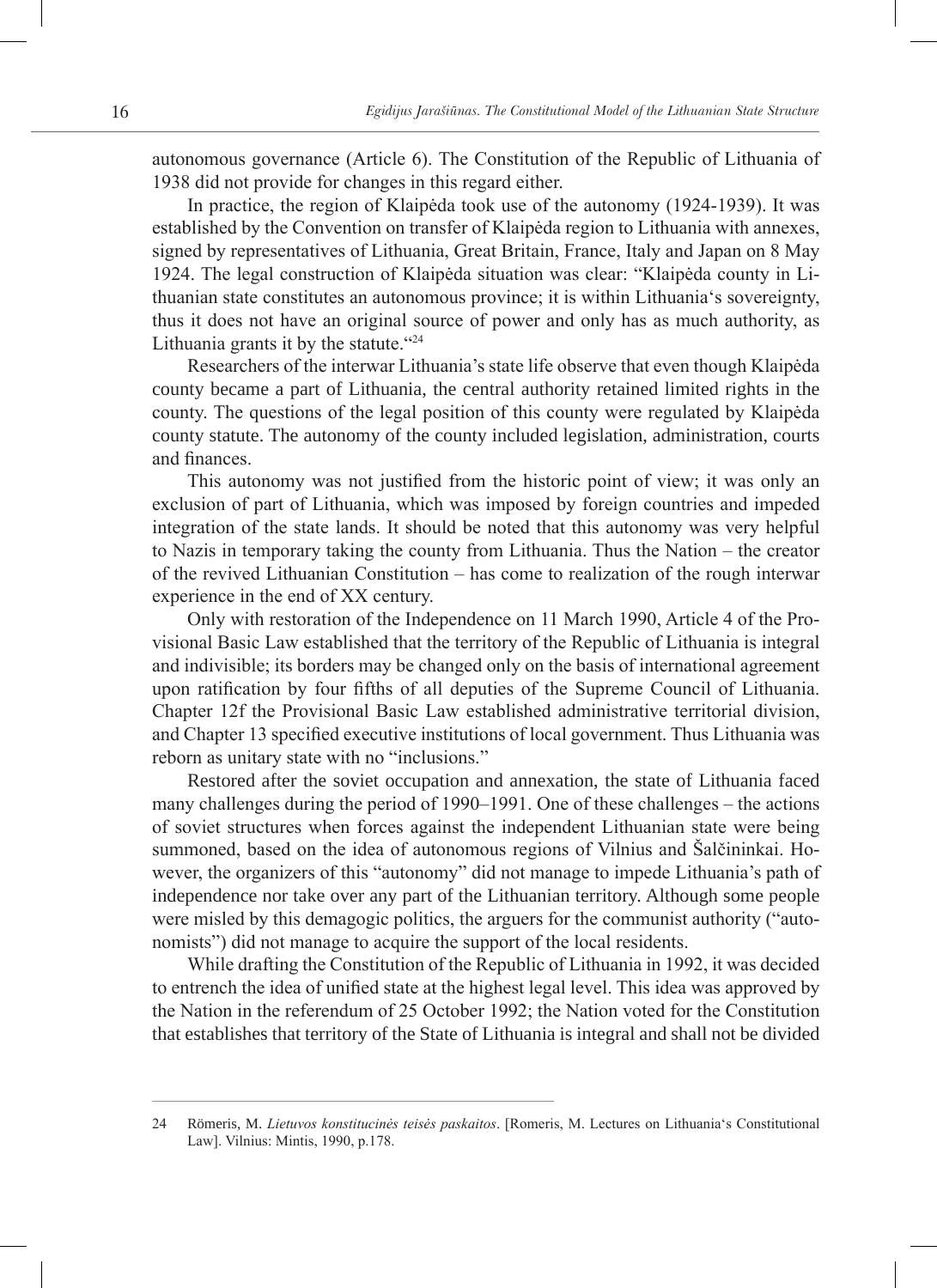autonomous governance (Article 6). The Constitution of the Republic of Lithuania of 1938 did not provide for changes in this regard either.

In practice, the region of Klaipėda took use of the autonomy (1924-1939). It was established by the Convention on transfer of Klaipėda region to Lithuania with annexes, signed by representatives of Lithuania, Great Britain, France, Italy and Japan on 8 May 1924. The legal construction of Klaipėda situation was clear: "Klaipėda county in Lithuanian state constitutes an autonomous province; it is within Lithuania's sovereignty, thus it does not have an original source of power and only has as much authority, as Lithuania grants it by the statute."[24]

Researchers of the interwar Lithuania's state life observe that even though Klaipėda county became a part of Lithuania, the central authority retained limited rights in the county. The questions of the legal position of this county were regulated by Klaipėda county statute. The autonomy of the county included legislation, administration, courts and finances.

This autonomy was not justified from the historic point of view; it was only an exclusion of part of Lithuania, which was imposed by foreign countries and impeded integration of the state lands. It should be noted that this autonomy was very helpful to Nazis in temporary taking the county from Lithuania. Thus the Nation – the creator of the revived Lithuanian Constitution – has come to realization of the rough interwar experience in the end of XX century.

Only with restoration of the Independence on 11 March 1990, Article 4 of the Provisional Basic Law established that the territory of the Republic of Lithuania is integral and indivisible; its borders may be changed only on the basis of international agreement upon ratification by four fifths of all deputies of the Supreme Council of Lithuania. Chapter 12f the Provisional Basic Law established administrative territorial division, and Chapter 13 specified executive institutions of local government. Thus Lithuania was reborn as unitary state with no "inclusions."

Restored after the soviet occupation and annexation, the state of Lithuania faced many challenges during the period of 1990–1991. One of these challenges – the actions of soviet structures when forces against the independent Lithuanian state were being summoned, based on the idea of autonomous regions of Vilnius and Šalčininkai. However, the organizers of this "autonomy" did not manage to impede Lithuania's path of independence nor take over any part of the Lithuanian territory. Although some people were misled by this demagogic politics, the arguers for the communist authority ("autonomists") did not manage to acquire the support of the local residents.

While drafting the Constitution of the Republic of Lithuania in 1992, it was decided to entrench the idea of unified state at the highest legal level. This idea was approved by the Nation in the referendum of 25 October 1992; the Nation voted for the Constitution that establishes that territory of the State of Lithuania is integral and shall not be divided

---

24 Römeris, M. *Lietuvos konstitucinės teisės paskaitos*. [Romeris, M. Lectures on Lithuania's Constitutional Law]. Vilnius: Mintis, 1990, p.178.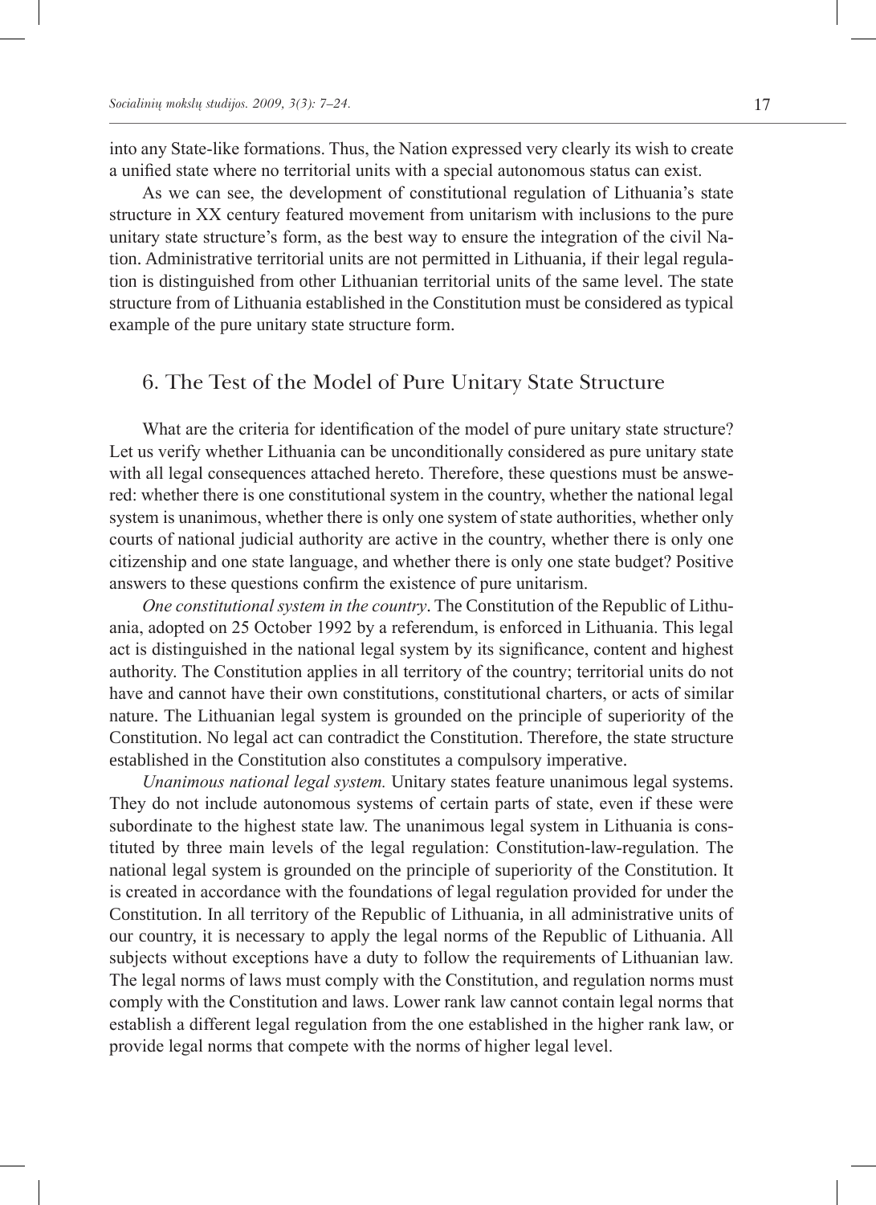into any State-like formations. Thus, the Nation expressed very clearly its wish to create a unified state where no territorial units with a special autonomous status can exist.

As we can see, the development of constitutional regulation of Lithuania's state structure in XX century featured movement from unitarism with inclusions to the pure unitary state structure's form, as the best way to ensure the integration of the civil Nation. Administrative territorial units are not permitted in Lithuania, if their legal regulation is distinguished from other Lithuanian territorial units of the same level. The state structure from of Lithuania established in the Constitution must be considered as typical example of the pure unitary state structure form.

## 6. The Test of the Model of Pure Unitary State Structure

What are the criteria for identification of the model of pure unitary state structure? Let us verify whether Lithuania can be unconditionally considered as pure unitary state with all legal consequences attached hereto. Therefore, these questions must be answered: whether there is one constitutional system in the country, whether the national legal system is unanimous, whether there is only one system of state authorities, whether only courts of national judicial authority are active in the country, whether there is only one citizenship and one state language, and whether there is only one state budget? Positive answers to these questions confirm the existence of pure unitarism.

*One constitutional system in the country*. The Constitution of the Republic of Lithuania, adopted on 25 October 1992 by a referendum, is enforced in Lithuania. This legal act is distinguished in the national legal system by its significance, content and highest authority. The Constitution applies in all territory of the country; territorial units do not have and cannot have their own constitutions, constitutional charters, or acts of similar nature. The Lithuanian legal system is grounded on the principle of superiority of the Constitution. No legal act can contradict the Constitution. Therefore, the state structure established in the Constitution also constitutes a compulsory imperative.

*Unanimous national legal system.* Unitary states feature unanimous legal systems. They do not include autonomous systems of certain parts of state, even if these were subordinate to the highest state law. The unanimous legal system in Lithuania is constituted by three main levels of the legal regulation: Constitution-law-regulation. The national legal system is grounded on the principle of superiority of the Constitution. It is created in accordance with the foundations of legal regulation provided for under the Constitution. In all territory of the Republic of Lithuania, in all administrative units of our country, it is necessary to apply the legal norms of the Republic of Lithuania. All subjects without exceptions have a duty to follow the requirements of Lithuanian law. The legal norms of laws must comply with the Constitution, and regulation norms must comply with the Constitution and laws. Lower rank law cannot contain legal norms that establish a different legal regulation from the one established in the higher rank law, or provide legal norms that compete with the norms of higher legal level.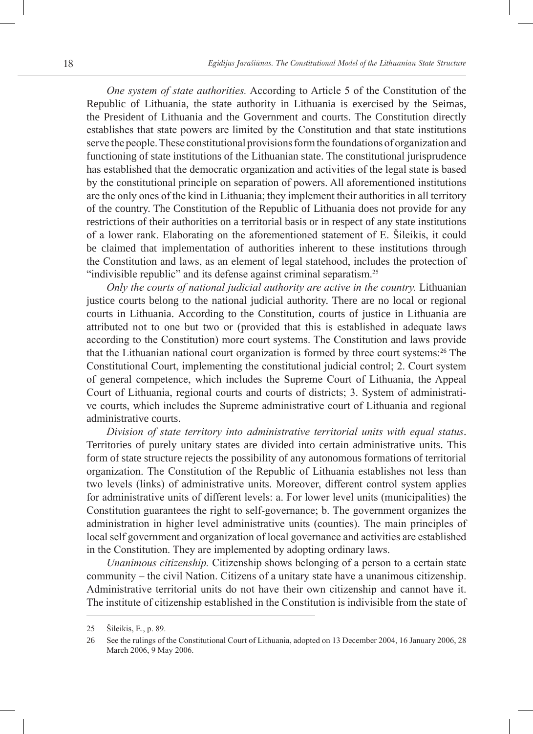*One system of state authorities.* According to Article 5 of the Constitution of the Republic of Lithuania, the state authority in Lithuania is exercised by the Seimas, the President of Lithuania and the Government and courts. The Constitution directly establishes that state powers are limited by the Constitution and that state institutions serve the people. These constitutional provisions form the foundations of organization and functioning of state institutions of the Lithuanian state. The constitutional jurisprudence has established that the democratic organization and activities of the legal state is based by the constitutional principle on separation of powers. All aforementioned institutions are the only ones of the kind in Lithuania; they implement their authorities in all territory of the country. The Constitution of the Republic of Lithuania does not provide for any restrictions of their authorities on a territorial basis or in respect of any state institutions of a lower rank. Elaborating on the aforementioned statement of E. Šileikis, it could be claimed that implementation of authorities inherent to these institutions through the Constitution and laws, as an element of legal statehood, includes the protection of "indivisible republic" and its defense against criminal separatism.[25]

*Only the courts of national judicial authority are active in the country.* Lithuanian justice courts belong to the national judicial authority. There are no local or regional courts in Lithuania. According to the Constitution, courts of justice in Lithuania are attributed not to one but two or (provided that this is established in adequate laws according to the Constitution) more court systems. The Constitution and laws provide that the Lithuanian national court organization is formed by three court systems:[26] The Constitutional Court, implementing the constitutional judicial control; 2. Court system of general competence, which includes the Supreme Court of Lithuania, the Appeal Court of Lithuania, regional courts and courts of districts; 3. System of administrative courts, which includes the Supreme administrative court of Lithuania and regional administrative courts.

*Division of state territory into administrative territorial units with equal status*. Territories of purely unitary states are divided into certain administrative units. This form of state structure rejects the possibility of any autonomous formations of territorial organization. The Constitution of the Republic of Lithuania establishes not less than two levels (links) of administrative units. Moreover, different control system applies for administrative units of different levels: a. For lower level units (municipalities) the Constitution guarantees the right to self-governance; b. The government organizes the administration in higher level administrative units (counties). The main principles of local self government and organization of local governance and activities are established in the Constitution. They are implemented by adopting ordinary laws.

*Unanimous citizenship.* Citizenship shows belonging of a person to a certain state community – the civil Nation. Citizens of a unitary state have a unanimous citizenship. Administrative territorial units do not have their own citizenship and cannot have it. The institute of citizenship established in the Constitution is indivisible from the state of

---

25 Šileikis, E., p. 89.

26 See the rulings of the Constitutional Court of Lithuania, adopted on 13 December 2004, 16 January 2006, 28 March 2006, 9 May 2006.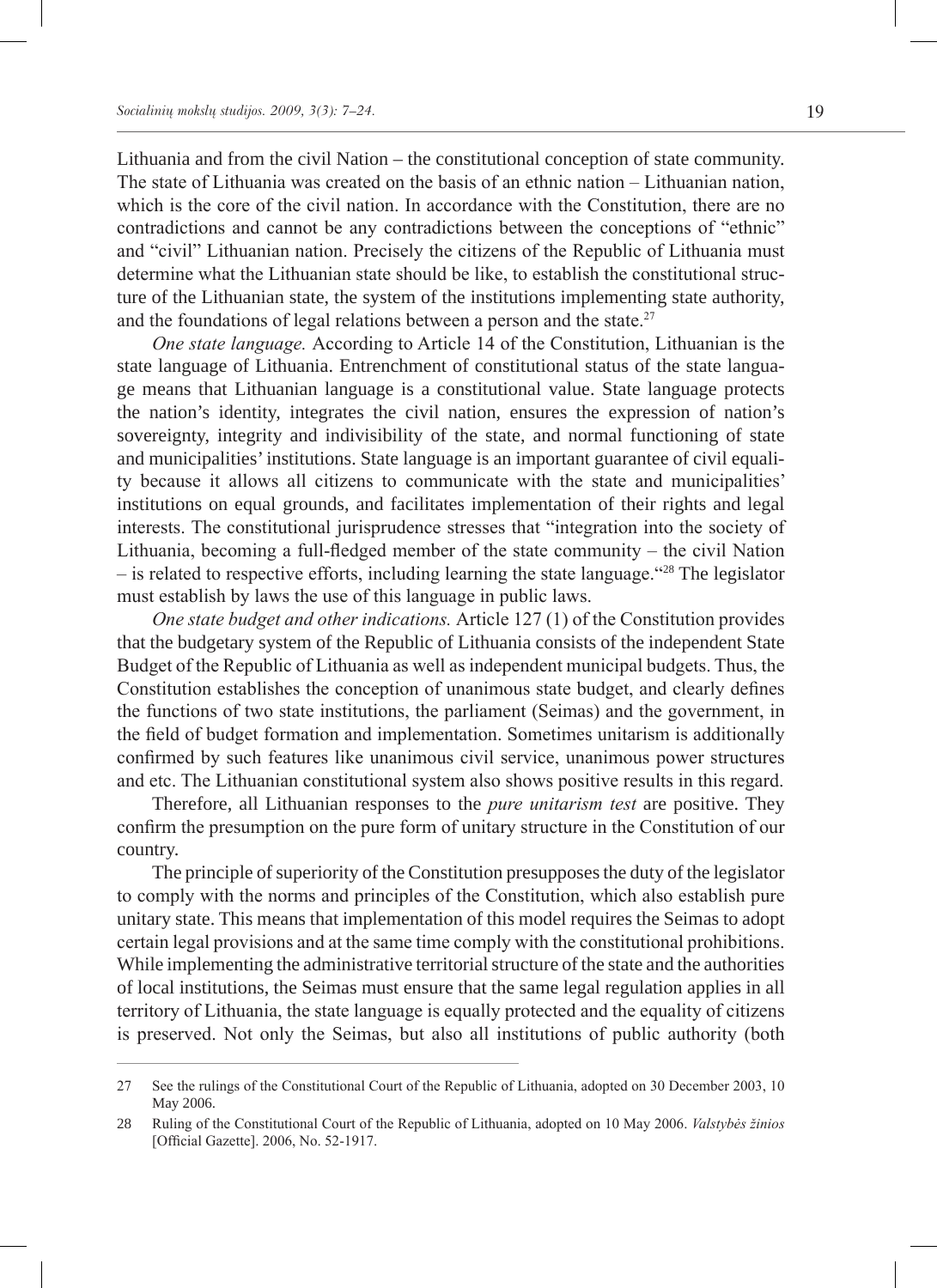Lithuania and from the civil Nation – the constitutional conception of state community. The state of Lithuania was created on the basis of an ethnic nation – Lithuanian nation, which is the core of the civil nation. In accordance with the Constitution, there are no contradictions and cannot be any contradictions between the conceptions of "ethnic" and "civil" Lithuanian nation. Precisely the citizens of the Republic of Lithuania must determine what the Lithuanian state should be like, to establish the constitutional structure of the Lithuanian state, the system of the institutions implementing state authority, and the foundations of legal relations between a person and the state.[27]

*One state language.* According to Article 14 of the Constitution, Lithuanian is the state language of Lithuania. Entrenchment of constitutional status of the state language means that Lithuanian language is a constitutional value. State language protects the nation's identity, integrates the civil nation, ensures the expression of nation's sovereignty, integrity and indivisibility of the state, and normal functioning of state and municipalities' institutions. State language is an important guarantee of civil equality because it allows all citizens to communicate with the state and municipalities' institutions on equal grounds, and facilitates implementation of their rights and legal interests. The constitutional jurisprudence stresses that "integration into the society of Lithuania, becoming a full-fledged member of the state community – the civil Nation – is related to respective efforts, including learning the state language."[28] The legislator must establish by laws the use of this language in public laws.

*One state budget and other indications.* Article 127 (1) of the Constitution provides that the budgetary system of the Republic of Lithuania consists of the independent State Budget of the Republic of Lithuania as well as independent municipal budgets. Thus, the Constitution establishes the conception of unanimous state budget, and clearly defines the functions of two state institutions, the parliament (Seimas) and the government, in the field of budget formation and implementation. Sometimes unitarism is additionally confirmed by such features like unanimous civil service, unanimous power structures and etc. The Lithuanian constitutional system also shows positive results in this regard.

Therefore, all Lithuanian responses to the *pure unitarism test* are positive. They confirm the presumption on the pure form of unitary structure in the Constitution of our country.

The principle of superiority of the Constitution presupposes the duty of the legislator to comply with the norms and principles of the Constitution, which also establish pure unitary state. This means that implementation of this model requires the Seimas to adopt certain legal provisions and at the same time comply with the constitutional prohibitions. While implementing the administrative territorial structure of the state and the authorities of local institutions, the Seimas must ensure that the same legal regulation applies in all territory of Lithuania, the state language is equally protected and the equality of citizens is preserved. Not only the Seimas, but also all institutions of public authority (both

---

27 See the rulings of the Constitutional Court of the Republic of Lithuania, adopted on 30 December 2003, 10 May 2006.

28 Ruling of the Constitutional Court of the Republic of Lithuania, adopted on 10 May 2006. *Valstybės žinios* [Official Gazette]. 2006, No. 52-1917.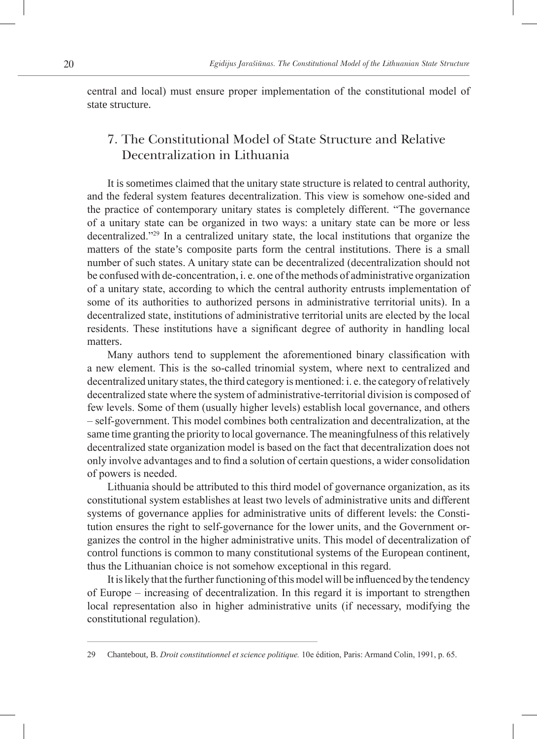central and local) must ensure proper implementation of the constitutional model of state structure.

## 7. The Constitutional Model of State Structure and Relative Decentralization in Lithuania

It is sometimes claimed that the unitary state structure is related to central authority, and the federal system features decentralization. This view is somehow one-sided and the practice of contemporary unitary states is completely different. "The governance of a unitary state can be organized in two ways: a unitary state can be more or less decentralized."[29] In a centralized unitary state, the local institutions that organize the matters of the state's composite parts form the central institutions. There is a small number of such states. A unitary state can be decentralized (decentralization should not be confused with de-concentration, i. e. one of the methods of administrative organization of a unitary state, according to which the central authority entrusts implementation of some of its authorities to authorized persons in administrative territorial units). In a decentralized state, institutions of administrative territorial units are elected by the local residents. These institutions have a significant degree of authority in handling local matters.

Many authors tend to supplement the aforementioned binary classification with a new element. This is the so-called trinomial system, where next to centralized and decentralized unitary states, the third category is mentioned: i. e. the category of relatively decentralized state where the system of administrative-territorial division is composed of few levels. Some of them (usually higher levels) establish local governance, and others – self-government. This model combines both centralization and decentralization, at the same time granting the priority to local governance. The meaningfulness of this relatively decentralized state organization model is based on the fact that decentralization does not only involve advantages and to find a solution of certain questions, a wider consolidation of powers is needed.

Lithuania should be attributed to this third model of governance organization, as its constitutional system establishes at least two levels of administrative units and different systems of governance applies for administrative units of different levels: the Constitution ensures the right to self-governance for the lower units, and the Government organizes the control in the higher administrative units. This model of decentralization of control functions is common to many constitutional systems of the European continent, thus the Lithuanian choice is not somehow exceptional in this regard.

It is likely that the further functioning of this model will be influenced by the tendency of Europe – increasing of decentralization. In this regard it is important to strengthen local representation also in higher administrative units (if necessary, modifying the constitutional regulation).

---

29 Chantebout, B. *Droit constitutionnel et science politique.* 10e édition, Paris: Armand Colin, 1991, p. 65.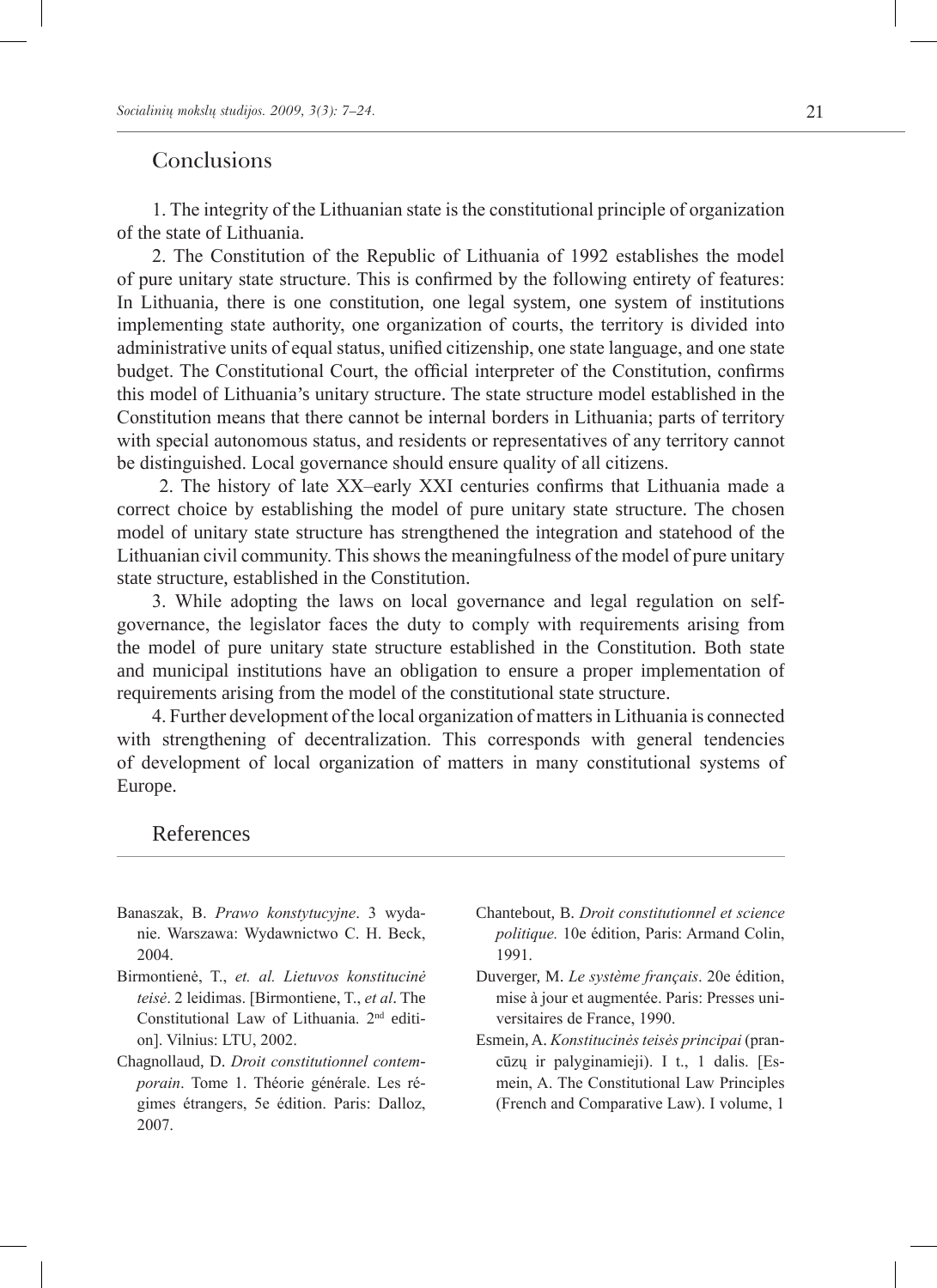## Conclusions

1. The integrity of the Lithuanian state is the constitutional principle of organization of the state of Lithuania.

2. The Constitution of the Republic of Lithuania of 1992 establishes the model of pure unitary state structure. This is confirmed by the following entirety of features: In Lithuania, there is one constitution, one legal system, one system of institutions implementing state authority, one organization of courts, the territory is divided into administrative units of equal status, unified citizenship, one state language, and one state budget. The Constitutional Court, the official interpreter of the Constitution, confirms this model of Lithuania's unitary structure. The state structure model established in the Constitution means that there cannot be internal borders in Lithuania; parts of territory with special autonomous status, and residents or representatives of any territory cannot be distinguished. Local governance should ensure quality of all citizens.

2. The history of late XX–early XXI centuries confirms that Lithuania made a correct choice by establishing the model of pure unitary state structure. The chosen model of unitary state structure has strengthened the integration and statehood of the Lithuanian civil community. This shows the meaningfulness of the model of pure unitary state structure, established in the Constitution.

3. While adopting the laws on local governance and legal regulation on self-governance, the legislator faces the duty to comply with requirements arising from the model of pure unitary state structure established in the Constitution. Both state and municipal institutions have an obligation to ensure a proper implementation of requirements arising from the model of the constitutional state structure.

4. Further development of the local organization of matters in Lithuania is connected with strengthening of decentralization. This corresponds with general tendencies of development of local organization of matters in many constitutional systems of Europe.

## References

Banaszak, B. *Prawo konstytucyjne*. 3 wydanie. Warszawa: Wydawnictwo C. H. Beck, 2004.

Birmontienė, T., *et. al. Lietuvos konstitucinė teisė*. 2 leidimas. [Birmontiene, T., *et al*. The Constitutional Law of Lithuania. 2nd edition]. Vilnius: LTU, 2002.

Chagnollaud, D. *Droit constitutionnel contemporain*. Tome 1. Théorie générale. Les régimes étrangers, 5e édition. Paris: Dalloz, 2007.

Chantebout, B. *Droit constitutionnel et science politique.* 10e édition, Paris: Armand Colin, 1991.

Duverger, M. *Le système français*. 20e édition, mise à jour et augmentée. Paris: Presses universitaires de France, 1990.

Esmein, A. *Konstitucinės teisės principai* (prancūzų ir palyginamieji). I t., 1 dalis. [Esmein, A. The Constitutional Law Principles (French and Comparative Law). I volume, 1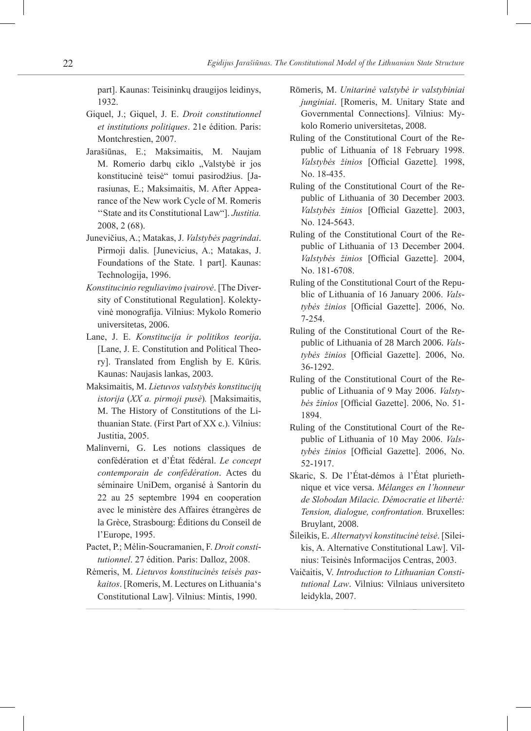part]. Kaunas: Teisininkų draugijos leidinys, 1932.

Giquel, J.; Giquel, J. E. *Droit constitutionnel et institutions politiques*. 21e édition. Paris: Montchrestien, 2007.

Jarašiūnas, E.; Maksimaitis, M. Naujam M. Romerio darbų ciklo „Valstybė ir jos konstitucinė teisė" tomui pasirodžius. [Jarasiunas, E.; Maksimaitis, M. After Appearance of the New work Cycle of M. Romeris ''State and its Constitutional Law"]. *Justitia.* 2008, 2 (68).

Junevičius, A.; Matakas, J. *Valstybės pagrindai*. Pirmoji dalis. [Junevicius, A.; Matakas, J. Foundations of the State. 1 part]. Kaunas: Technologija, 1996.

*Konstitucinio reguliavimo įvairovė*. [The Diversity of Constitutional Regulation]. Kolektyvinė monografija. Vilnius: Mykolo Romerio universitetas, 2006.

Lane, J. E. *Konstitucija ir politikos teorija*. [Lane, J. E. Constitution and Political Theory]. Translated from English by E. Kūris. Kaunas: Naujasis lankas, 2003.

Maksimaitis, M. *Lietuvos valstybės konstitucijų istorija* (*XX a. pirmoji pusė*)*.* [Maksimaitis, M. The History of Constitutions of the Lithuanian State. (First Part of XX c.). Vilnius: Justitia, 2005.

Malinverni, G. Les notions classiques de confédération et d'État fédéral. *Le concept contemporain de confédération*. Actes du séminaire UniDem, organisé à Santorin du 22 au 25 septembre 1994 en cooperation avec le ministère des Affaires étrangères de la Grèce, Strasbourg: Éditions du Conseil de l'Europe, 1995.

Pactet, P.; Mélin-Soucramanien, F. *Droit constitutionnel*. 27 édition. Paris: Dalloz, 2008.

Rėmeris, M. *Lietuvos konstitucinės teisės paskaitos*. [Romeris, M. Lectures on Lithuania's Constitutional Law]. Vilnius: Mintis, 1990.

Römeris, M. *Unitarinė valstybė ir valstybiniai junginiai*. [Romeris, M. Unitary State and Governmental Connections]. Vilnius: Mykolo Romerio universitetas, 2008.

Ruling of the Constitutional Court of the Republic of Lithuania of 18 February 1998. *Valstybės žinios* [Official Gazette]*.* 1998, No. 18-435.

Ruling of the Constitutional Court of the Republic of Lithuania of 30 December 2003. *Valstybės žinios* [Official Gazette]. 2003, No. 124-5643.

Ruling of the Constitutional Court of the Republic of Lithuania of 13 December 2004. *Valstybės žinios* [Official Gazette]. 2004, No. 181-6708.

Ruling of the Constitutional Court of the Republic of Lithuania of 16 January 2006. *Valstybės žinios* [Official Gazette]. 2006, No. 7-254.

Ruling of the Constitutional Court of the Republic of Lithuania of 28 March 2006. *Valstybės žinios* [Official Gazette]. 2006, No. 36-1292.

Ruling of the Constitutional Court of the Republic of Lithuania of 9 May 2006. *Valstybės žinios* [Official Gazette]. 2006, No. 51-1894.

Ruling of the Constitutional Court of the Republic of Lithuania of 10 May 2006. *Valstybės žinios* [Official Gazette]. 2006, No. 52-1917.

Skaric, S. De l'État-démos à l'État pluriethnique et vice versa. *Mélanges en l'honneur de Slobodan Milacic. Démocratie et liberté: Tension, dialogue, confrontation.* Bruxelles: Bruylant, 2008.

Šileikis, E. *Alternatyvi konstitucinė teisė*. [Sileikis, A. Alternative Constitutional Law]. Vilnius: Teisinės Informacijos Centras, 2003.

Vaičaitis, V. *Introduction to Lithuanian Constitutional Law*. Vilnius: Vilniaus universiteto leidykla, 2007.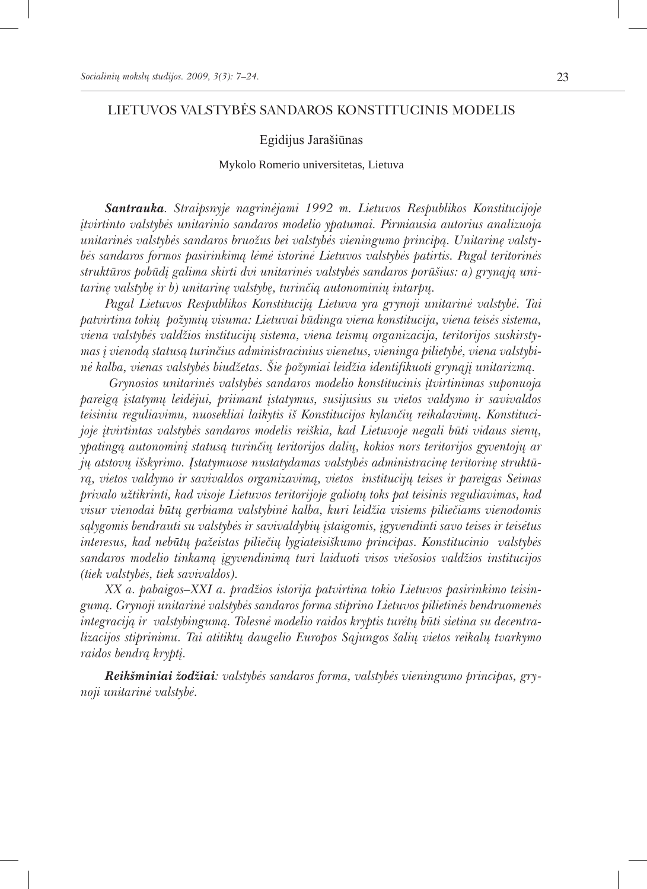# LIETUVOS VALSTYBĖS SANDAROS KONSTITUCINIS MODELIS

Egidijus Jarašiūnas

Mykolo Romerio universitetas, Lietuva

***Santrauka****. Straipsnyje nagrinėjami 1992 m. Lietuvos Respublikos Konstitucijoje įtvirtinto valstybės unitarinio sandaros modelio ypatumai. Pirmiausia autorius analizuoja unitarinės valstybės sandaros bruožus bei valstybės vieningumo principą. Unitarinę valstybės sandaros formos pasirinkimą lėmė istorinė Lietuvos valstybės patirtis. Pagal teritorinės struktūros pobūdį galima skirti dvi unitarinės valstybės sandaros porūšius: a) grynąją unitarinę valstybę ir b) unitarinę valstybę, turinčią autonominių intarpų.*

*Pagal Lietuvos Respublikos Konstituciją Lietuva yra grynoji unitarinė valstybė. Tai patvirtina tokių požymių visuma: Lietuvai būdinga viena konstitucija, viena teisės sistema, viena valstybės valdžios institucijų sistema, viena teismų organizacija, teritorijos suskirstymas į vienodą statusą turinčius administracinius vienetus, vieninga pilietybė, viena valstybinė kalba, vienas valstybės biudžetas. Šie požymiai leidžia identifikuoti grynąjį unitarizmą.*

*Grynosios unitarinės valstybės sandaros modelio konstitucinis įtvirtinimas suponuoja pareigą įstatymų leidėjui, priimant įstatymus, susijusius su vietos valdymo ir savivaldos teisiniu reguliavimu, nuosekliai laikytis iš Konstitucijos kylančių reikalavimų. Konstitucijoje įtvirtintas valstybės sandaros modelis reiškia, kad Lietuvoje negali būti vidaus sienų, ypatingą autonominį statusą turinčių teritorijos dalių, kokios nors teritorijos gyventojų ar jų atstovų išskyrimo. Įstatymuose nustatydamas valstybės administracinę teritorinę struktūrą, vietos valdymo ir savivaldos organizavimą, vietos institucijų teises ir pareigas Seimas privalo užtikrinti, kad visoje Lietuvos teritorijoje galiotų toks pat teisinis reguliavimas, kad visur vienodai būtų gerbiama valstybinė kalba, kuri leidžia visiems piliečiams vienodomis sąlygomis bendrauti su valstybės ir savivaldybių įstaigomis, įgyvendinti savo teises ir teisėtus interesus, kad nebūtų pažeistas piliečių lygiateisiškumo principas. Konstitucinio valstybės sandaros modelio tinkamą įgyvendinimą turi laiduoti visos viešosios valdžios institucijos (tiek valstybės, tiek savivaldos).*

*XX a. pabaigos–XXI a. pradžios istorija patvirtina tokio Lietuvos pasirinkimo teisingumą. Grynoji unitarinė valstybės sandaros forma stiprino Lietuvos pilietinės bendruomenės integraciją ir valstybingumą. Tolesnė modelio raidos kryptis turėtų būti sietina su decentralizacijos stiprinimu. Tai atitiktų daugelio Europos Sąjungos šalių vietos reikalų tvarkymo raidos bendrą kryptį.*

***Reikšminiai žodžiai****: valstybės sandaros forma, valstybės vieningumo principas, grynoji unitarinė valstybė.*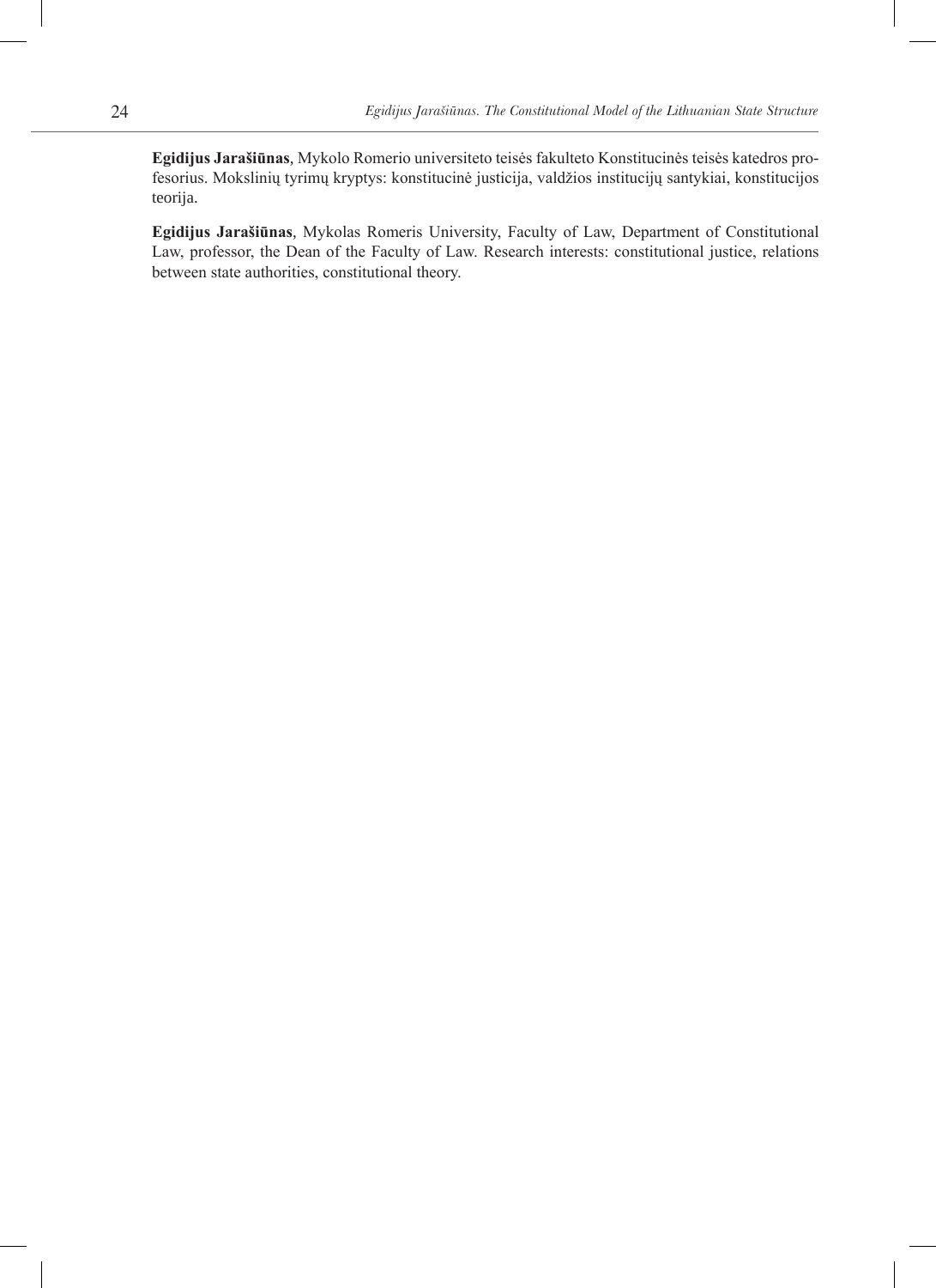**Egidijus Jarašiūnas**, Mykolo Romerio universiteto teisės fakulteto Konstitucinės teisės katedros profesorius. Mokslinių tyrimų kryptys: konstitucinė justicija, valdžios institucijų santykiai, konstitucijos teorija.

**Egidijus Jarašiūnas**, Mykolas Romeris University, Faculty of Law, Department of Constitutional Law, professor, the Dean of the Faculty of Law. Research interests: constitutional justice, relations between state authorities, constitutional theory.